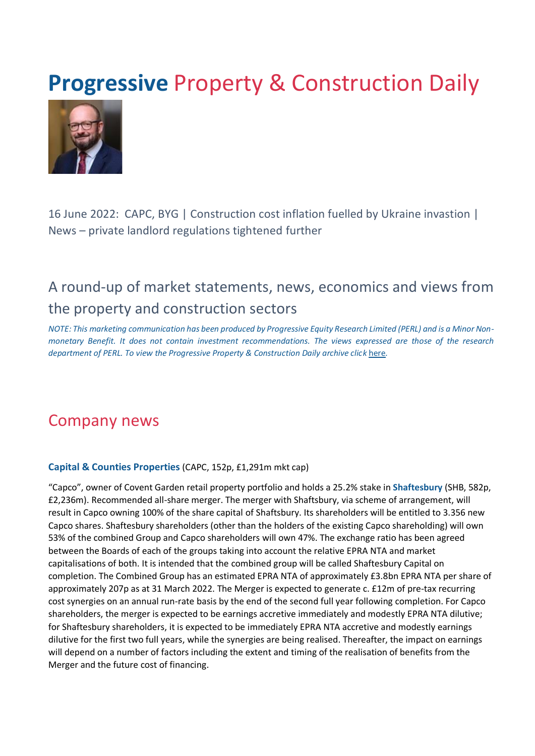# **Progressive** Property & Construction Daily

16 June 2022: CAPC, BYG | Construction cost inflation fuelled by Ukraine invastion | News – private landlord regulations tightened further

## A round-up of market statements, news, economics and views from the property and construction sectors

*NOTE: This marketing communication has been produced by Progressive Equity Research Limited (PERL) and is a Minor Non-monetary Benefit. It does not contain investment recommendations. The views expressed are those of the research department of PERL. To view the Progressive Property & Construction Daily archive click* here*.*

## Company news

**Capital & Counties Properties** (CAPC, 152p, £1,291m mkt cap)

"Capco", owner of Covent Garden retail property portfolio and holds a 25.2% stake in **Shaftesbury** (SHB, 582p, £2,236m). Recommended all-share merger. The merger with Shaftsbury, via scheme of arrangement, will result in Capco owning 100% of the share capital of Shaftsbury. Its shareholders will be entitled to 3.356 new Capco shares. Shaftesbury shareholders (other than the holders of the existing Capco shareholding) will own 53% of the combined Group and Capco shareholders will own 47%. The exchange ratio has been agreed between the Boards of each of the groups taking into account the relative EPRA NTA and market capitalisations of both. It is intended that the combined group will be called Shaftesbury Capital on completion. The Combined Group has an estimated EPRA NTA of approximately £3.8bn EPRA NTA per share of approximately 207p as at 31 March 2022. The Merger is expected to generate c. £12m of pre-tax recurring cost synergies on an annual run-rate basis by the end of the second full year following completion. For Capco shareholders, the merger is expected to be earnings accretive immediately and modestly EPRA NTA dilutive; for Shaftesbury shareholders, it is expected to be immediately EPRA NTA accretive and modestly earnings dilutive for the first two full years, while the synergies are being realised. Thereafter, the impact on earnings will depend on a number of factors including the extent and timing of the realisation of benefits from the Merger and the future cost of financing.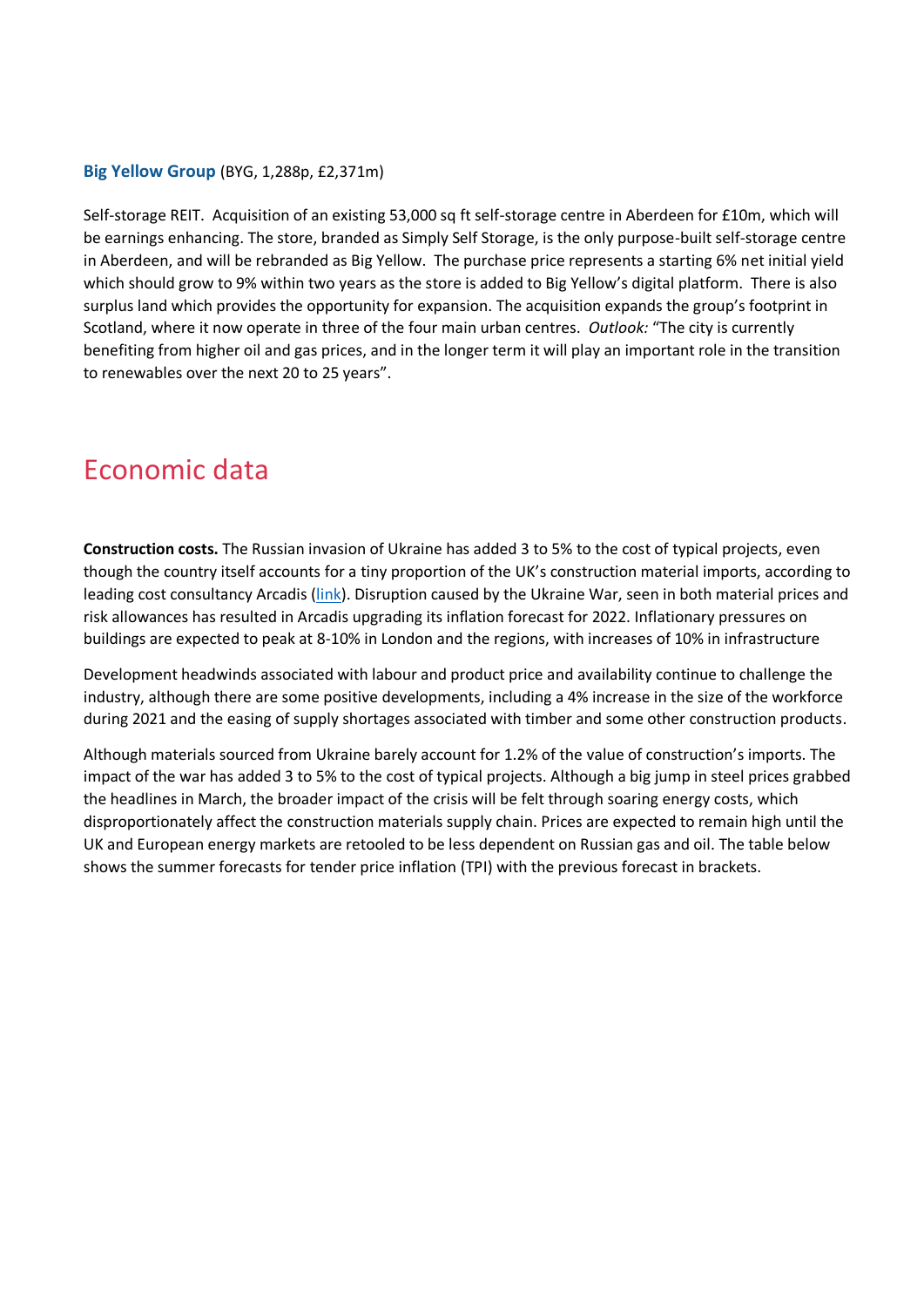**Big Yellow Group** (BYG, 1,288p, £2,371m)

Self-storage REIT. Acquisition of an existing 53,000 sq ft self-storage centre in Aberdeen for £10m, which will be earnings enhancing. The store, branded as Simply Self Storage, is the only purpose-built self-storage centre in Aberdeen, and will be rebranded as Big Yellow. The purchase price represents a starting 6% net initial yield which should grow to 9% within two years as the store is added to Big Yellow's digital platform. There is also surplus land which provides the opportunity for expansion. The acquisition expands the group's footprint in Scotland, where it now operate in three of the four main urban centres. *Outlook:* "The city is currently benefiting from higher oil and gas prices, and in the longer term it will play an important role in the transition to renewables over the next 20 to 25 years".

# Economic data

**Construction costs.** The Russian invasion of Ukraine has added 3 to 5% to the cost of typical projects, even though the country itself accounts for a tiny proportion of the UK's construction material imports, according to leading cost consultancy Arcadis (link). Disruption caused by the Ukraine War, seen in both material prices and risk allowances has resulted in Arcadis upgrading its inflation forecast for 2022. Inflationary pressures on buildings are expected to peak at 8-10% in London and the regions, with increases of 10% in infrastructure

Development headwinds associated with labour and product price and availability continue to challenge the industry, although there are some positive developments, including a 4% increase in the size of the workforce during 2021 and the easing of supply shortages associated with timber and some other construction products.

Although materials sourced from Ukraine barely account for 1.2% of the value of construction's imports. The impact of the war has added 3 to 5% to the cost of typical projects. Although a big jump in steel prices grabbed the headlines in March, the broader impact of the crisis will be felt through soaring energy costs, which disproportionately affect the construction materials supply chain. Prices are expected to remain high until the UK and European energy markets are retooled to be less dependent on Russian gas and oil. The table below shows the summer forecasts for tender price inflation (TPI) with the previous forecast in brackets.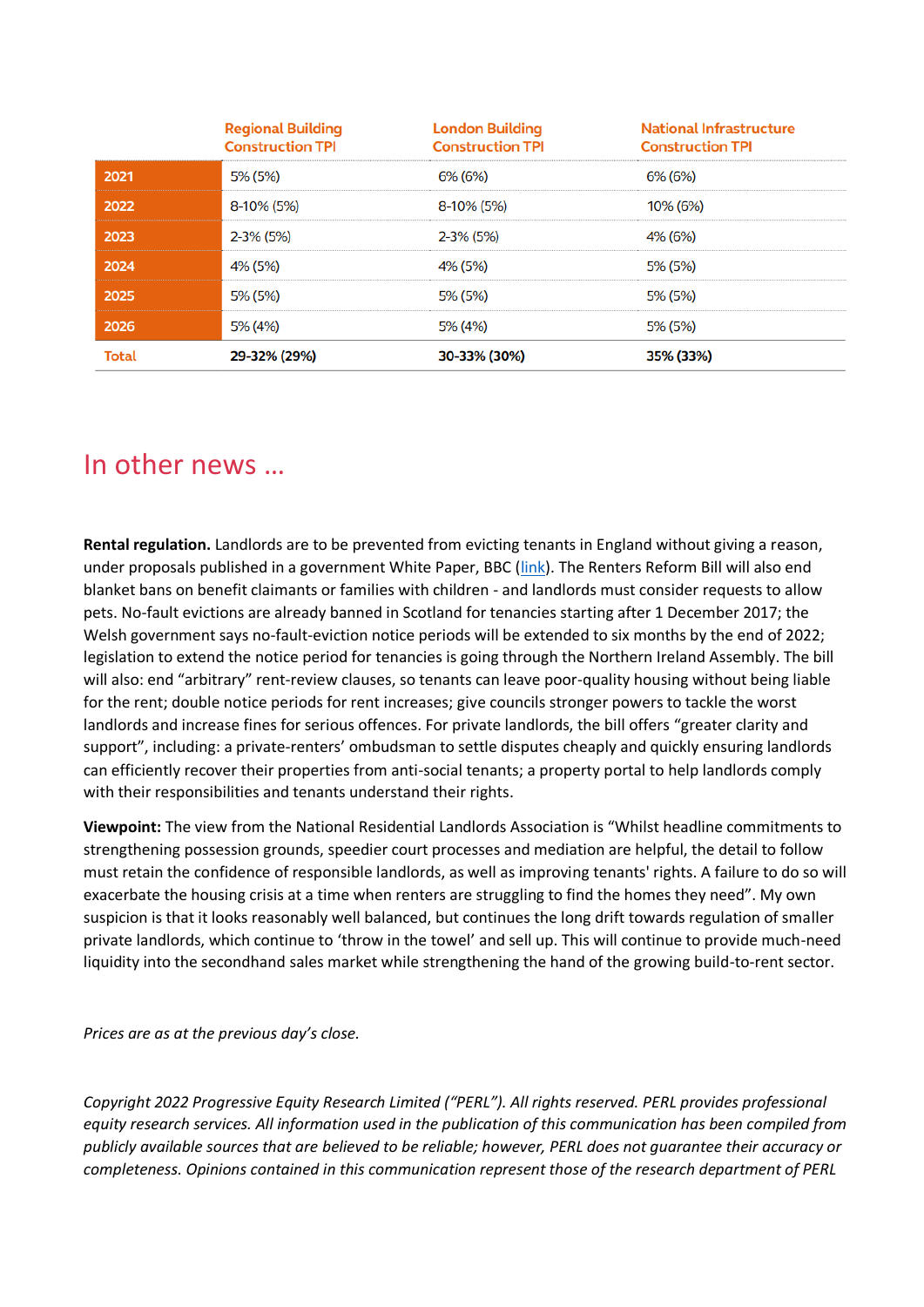| | Regional Building Construction TPI | London Building Construction TPI | National Infrastructure Construction TPI |
|---|---|---|---|
| 2021 | 5% (5%) | 6% (6%) | 6% (6%) |
| 2022 | 8-10% (5%) | 8-10% (5%) | 10% (6%) |
| 2023 | 2-3% (5%) | 2-3% (5%) | 4% (6%) |
| 2024 | 4% (5%) | 4% (5%) | 5% (5%) |
| 2025 | 5% (5%) | 5% (5%) | 5% (5%) |
| 2026 | 5% (4%) | 5% (4%) | 5% (5%) |
| Total | **29-32% (29%)** | **30-33% (30%)** | **35% (33%)** |

# In other news …

**Rental regulation.** Landlords are to be prevented from evicting tenants in England without giving a reason, under proposals published in a government White Paper, BBC (link). The Renters Reform Bill will also end blanket bans on benefit claimants or families with children - and landlords must consider requests to allow pets. No-fault evictions are already banned in Scotland for tenancies starting after 1 December 2017; the Welsh government says no-fault-eviction notice periods will be extended to six months by the end of 2022; legislation to extend the notice period for tenancies is going through the Northern Ireland Assembly. The bill will also: end "arbitrary" rent-review clauses, so tenants can leave poor-quality housing without being liable for the rent; double notice periods for rent increases; give councils stronger powers to tackle the worst landlords and increase fines for serious offences. For private landlords, the bill offers "greater clarity and support", including: a private-renters' ombudsman to settle disputes cheaply and quickly ensuring landlords can efficiently recover their properties from anti-social tenants; a property portal to help landlords comply with their responsibilities and tenants understand their rights.

**Viewpoint:** The view from the National Residential Landlords Association is "Whilst headline commitments to strengthening possession grounds, speedier court processes and mediation are helpful, the detail to follow must retain the confidence of responsible landlords, as well as improving tenants' rights. A failure to do so will exacerbate the housing crisis at a time when renters are struggling to find the homes they need". My own suspicion is that it looks reasonably well balanced, but continues the long drift towards regulation of smaller private landlords, which continue to 'throw in the towel' and sell up. This will continue to provide much-need liquidity into the secondhand sales market while strengthening the hand of the growing build-to-rent sector.

*Prices are as at the previous day's close.*

*Copyright 2022 Progressive Equity Research Limited ("PERL"). All rights reserved. PERL provides professional equity research services. All information used in the publication of this communication has been compiled from publicly available sources that are believed to be reliable; however, PERL does not guarantee their accuracy or completeness. Opinions contained in this communication represent those of the research department of PERL*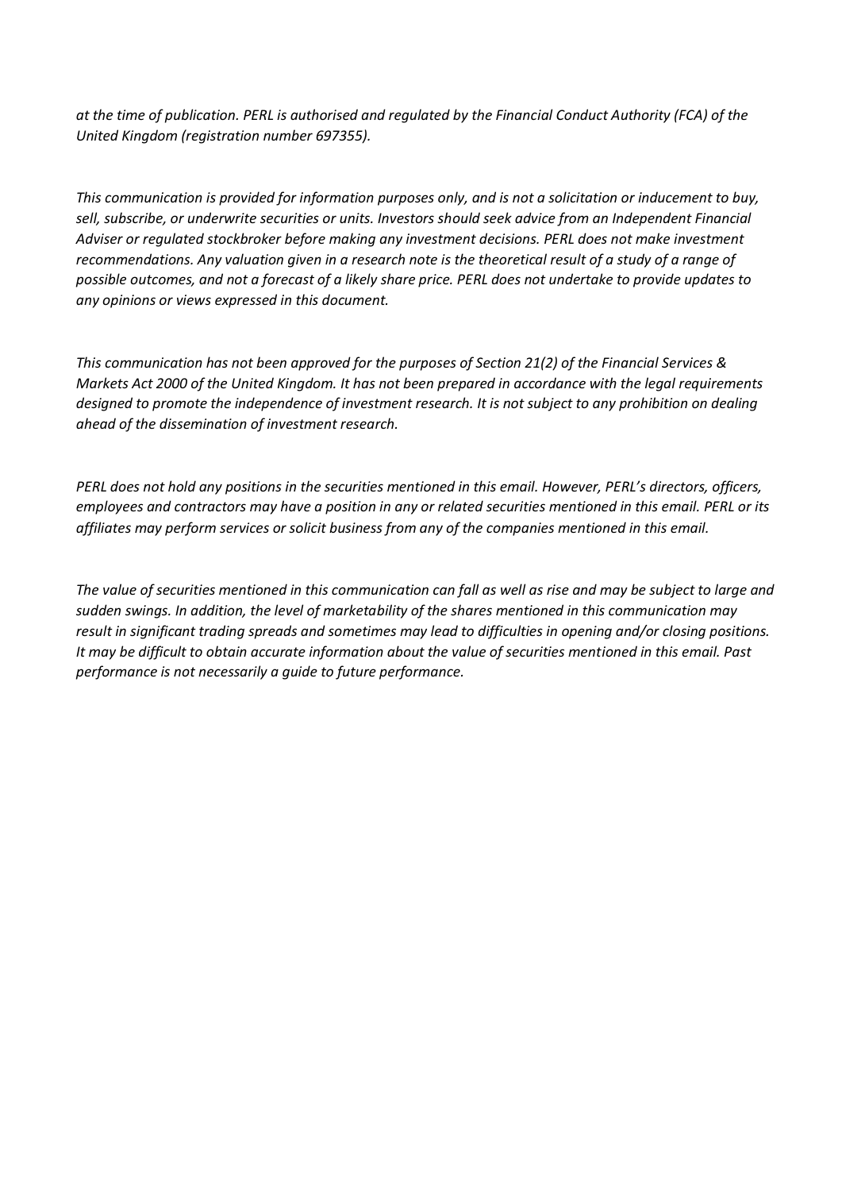*at the time of publication. PERL is authorised and regulated by the Financial Conduct Authority (FCA) of the United Kingdom (registration number 697355).*

*This communication is provided for information purposes only, and is not a solicitation or inducement to buy, sell, subscribe, or underwrite securities or units. Investors should seek advice from an Independent Financial Adviser or regulated stockbroker before making any investment decisions. PERL does not make investment recommendations. Any valuation given in a research note is the theoretical result of a study of a range of possible outcomes, and not a forecast of a likely share price. PERL does not undertake to provide updates to any opinions or views expressed in this document.*

*This communication has not been approved for the purposes of Section 21(2) of the Financial Services & Markets Act 2000 of the United Kingdom. It has not been prepared in accordance with the legal requirements designed to promote the independence of investment research. It is not subject to any prohibition on dealing ahead of the dissemination of investment research.*

*PERL does not hold any positions in the securities mentioned in this email. However, PERL's directors, officers, employees and contractors may have a position in any or related securities mentioned in this email. PERL or its affiliates may perform services or solicit business from any of the companies mentioned in this email.*

*The value of securities mentioned in this communication can fall as well as rise and may be subject to large and sudden swings. In addition, the level of marketability of the shares mentioned in this communication may result in significant trading spreads and sometimes may lead to difficulties in opening and/or closing positions. It may be difficult to obtain accurate information about the value of securities mentioned in this email. Past performance is not necessarily a guide to future performance.*